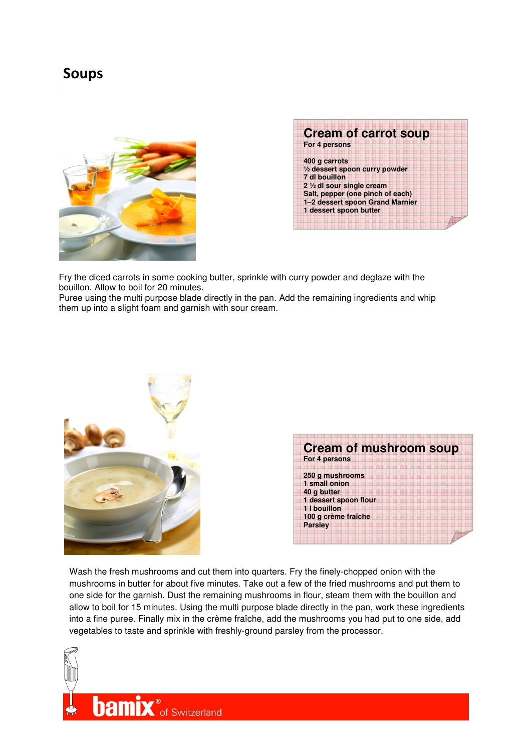# Soups

## Cream of carrot soup

For 4 persons

400 g carrots
½ dessert spoon curry powder
7 dl bouillon
2 ½ dl sour single cream
Salt, pepper (one pinch of each)
1–2 dessert spoon Grand Marnier
1 dessert spoon butter

Fry the diced carrots in some cooking butter, sprinkle with curry powder and deglaze with the bouillon. Allow to boil for 20 minutes.
Puree using the multi purpose blade directly in the pan. Add the remaining ingredients and whip them up into a slight foam and garnish with sour cream.

## Cream of mushroom soup

For 4 persons

250 g mushrooms
1 small onion
40 g butter
1 dessert spoon flour
1 l bouillon
100 g crème fraîche
Parsley

Wash the fresh mushrooms and cut them into quarters. Fry the finely-chopped onion with the mushrooms in butter for about five minutes. Take out a few of the fried mushrooms and put them to one side for the garnish. Dust the remaining mushrooms in flour, steam them with the bouillon and allow to boil for 15 minutes. Using the multi purpose blade directly in the pan, work these ingredients into a fine puree. Finally mix in the crème fraîche, add the mushrooms you had put to one side, add vegetables to taste and sprinkle with freshly-ground parsley from the processor.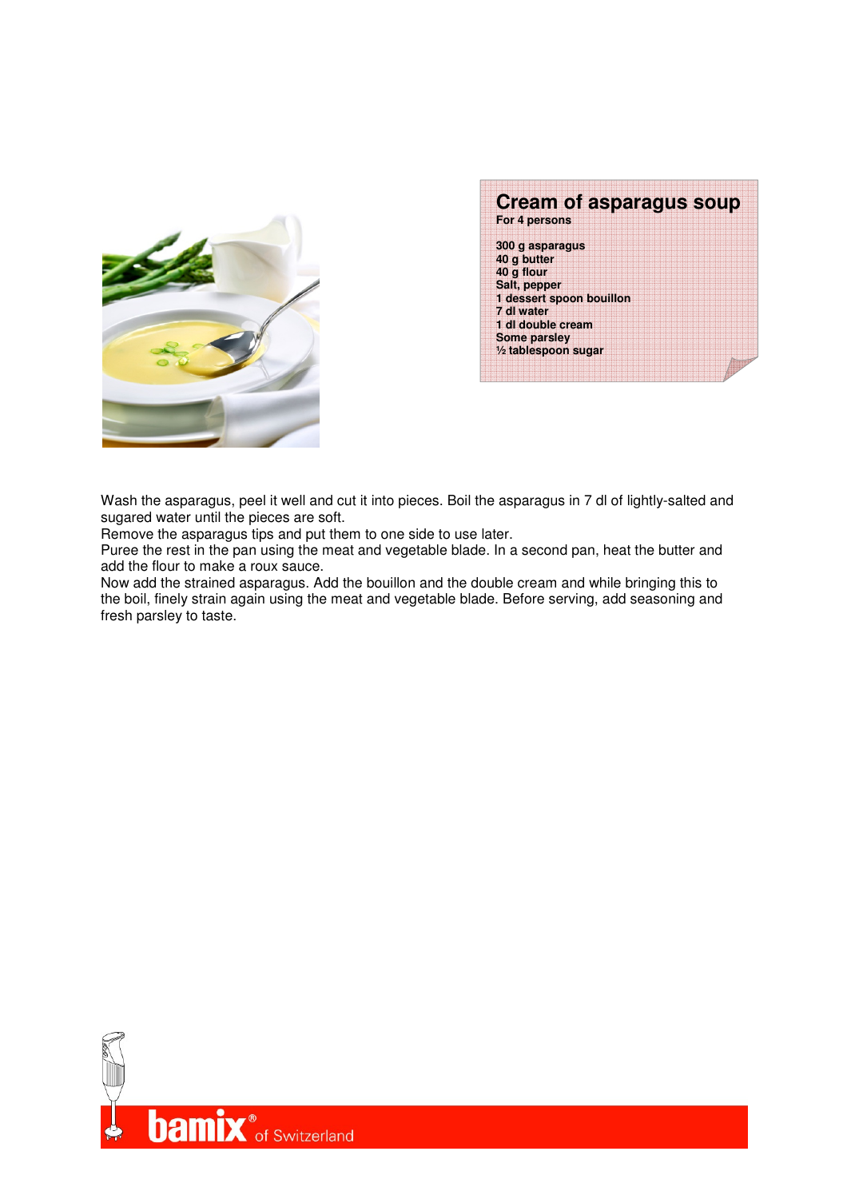# Cream of asparagus soup

**For 4 persons**

**300 g asparagus**
**40 g butter**
**40 g flour**
**Salt, pepper**
**1 dessert spoon bouillon**
**7 dl water**
**1 dl double cream**
**Some parsley**
**½ tablespoon sugar**

Wash the asparagus, peel it well and cut it into pieces. Boil the asparagus in 7 dl of lightly-salted and sugared water until the pieces are soft.
Remove the asparagus tips and put them to one side to use later.
Puree the rest in the pan using the meat and vegetable blade. In a second pan, heat the butter and add the flour to make a roux sauce.
Now add the strained asparagus. Add the bouillon and the double cream and while bringing this to the boil, finely strain again using the meat and vegetable blade. Before serving, add seasoning and fresh parsley to taste.

bamix® of Switzerland